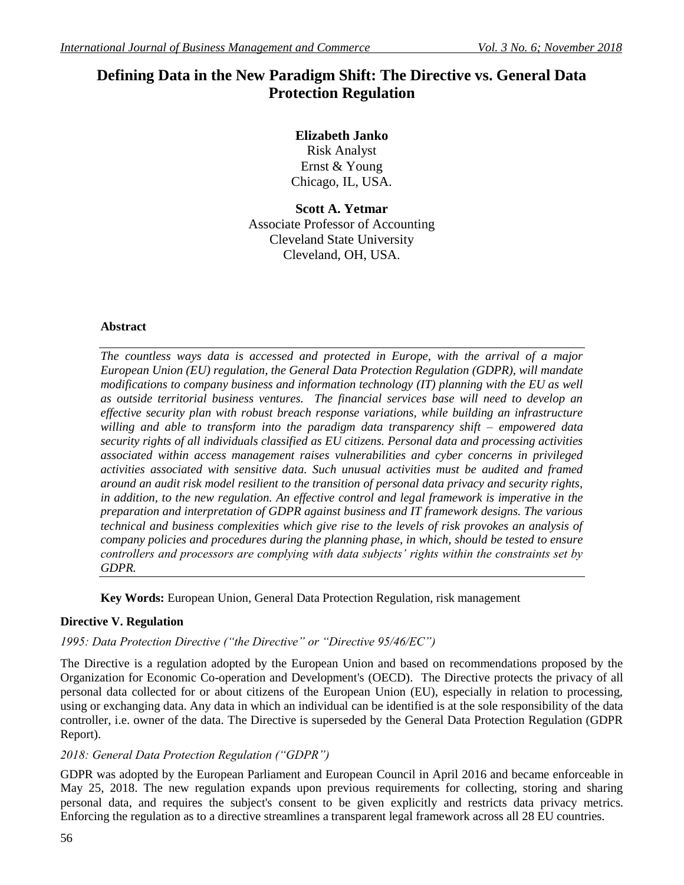# Defining Data in the New Paradigm Shift: The Directive vs. General Data Protection Regulation

**Elizabeth Janko**
Risk Analyst
Ernst & Young
Chicago, IL, USA.

**Scott A. Yetmar**
Associate Professor of Accounting
Cleveland State University
Cleveland, OH, USA.

### Abstract

*The countless ways data is accessed and protected in Europe, with the arrival of a major European Union (EU) regulation, the General Data Protection Regulation (GDPR), will mandate modifications to company business and information technology (IT) planning with the EU as well as outside territorial business ventures. The financial services base will need to develop an effective security plan with robust breach response variations, while building an infrastructure willing and able to transform into the paradigm data transparency shift – empowered data security rights of all individuals classified as EU citizens. Personal data and processing activities associated within access management raises vulnerabilities and cyber concerns in privileged activities associated with sensitive data. Such unusual activities must be audited and framed around an audit risk model resilient to the transition of personal data privacy and security rights, in addition, to the new regulation. An effective control and legal framework is imperative in the preparation and interpretation of GDPR against business and IT framework designs. The various technical and business complexities which give rise to the levels of risk provokes an analysis of company policies and procedures during the planning phase, in which, should be tested to ensure controllers and processors are complying with data subjects' rights within the constraints set by GDPR.*

**Key Words:** European Union, General Data Protection Regulation, risk management

## Directive V. Regulation

*1995: Data Protection Directive ("the Directive" or "Directive 95/46/EC")*

The Directive is a regulation adopted by the European Union and based on recommendations proposed by the Organization for Economic Co-operation and Development's (OECD). The Directive protects the privacy of all personal data collected for or about citizens of the European Union (EU), especially in relation to processing, using or exchanging data. Any data in which an individual can be identified is at the sole responsibility of the data controller, i.e. owner of the data. The Directive is superseded by the General Data Protection Regulation (GDPR Report).

*2018: General Data Protection Regulation ("GDPR")*

GDPR was adopted by the European Parliament and European Council in April 2016 and became enforceable in May 25, 2018. The new regulation expands upon previous requirements for collecting, storing and sharing personal data, and requires the subject's consent to be given explicitly and restricts data privacy metrics. Enforcing the regulation as to a directive streamlines a transparent legal framework across all 28 EU countries.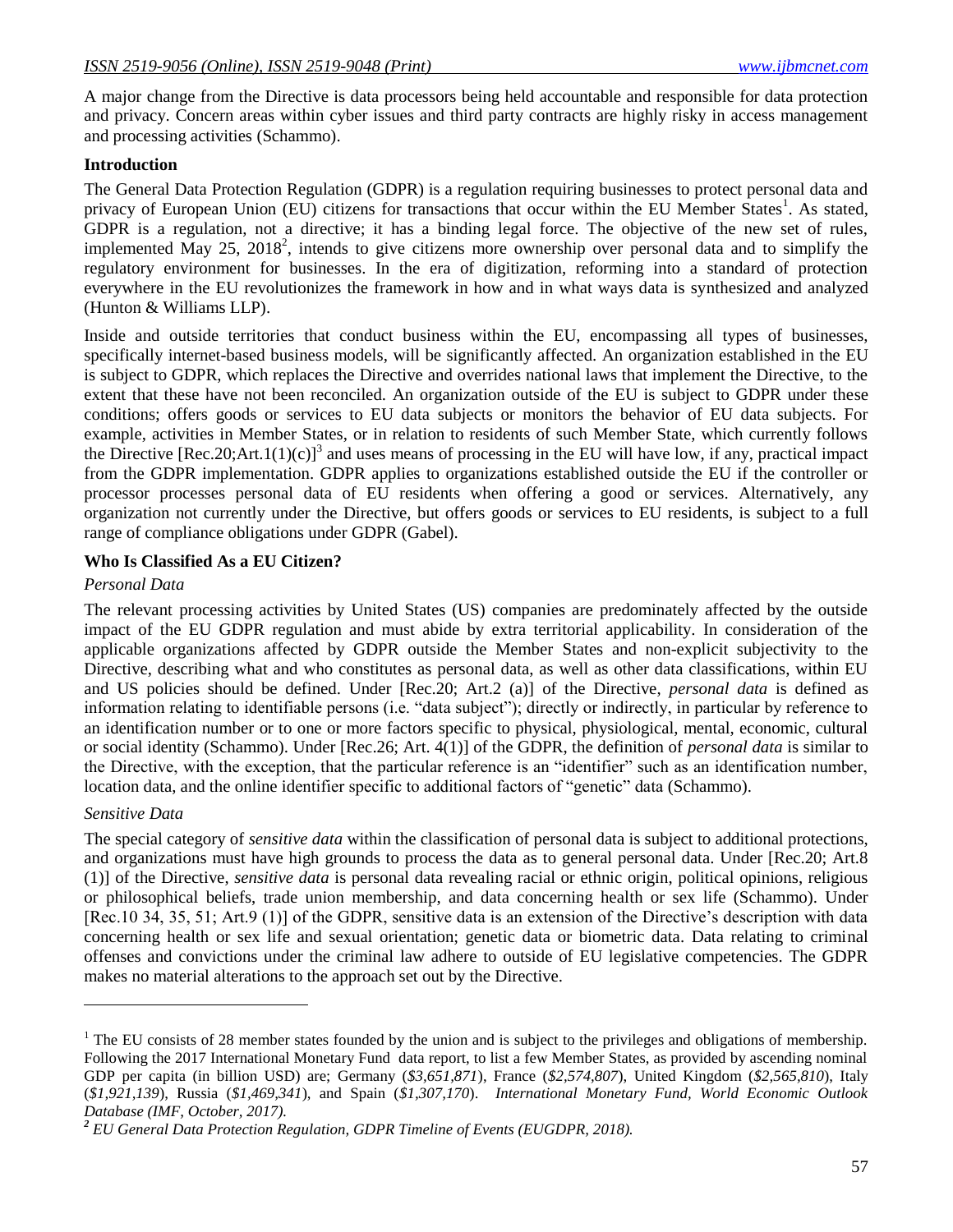A major change from the Directive is data processors being held accountable and responsible for data protection and privacy. Concern areas within cyber issues and third party contracts are highly risky in access management and processing activities (Schammo).

**Introduction**

The General Data Protection Regulation (GDPR) is a regulation requiring businesses to protect personal data and privacy of European Union (EU) citizens for transactions that occur within the EU Member States[1]. As stated, GDPR is a regulation, not a directive; it has a binding legal force. The objective of the new set of rules, implemented May 25, 2018[2], intends to give citizens more ownership over personal data and to simplify the regulatory environment for businesses. In the era of digitization, reforming into a standard of protection everywhere in the EU revolutionizes the framework in how and in what ways data is synthesized and analyzed (Hunton & Williams LLP).

Inside and outside territories that conduct business within the EU, encompassing all types of businesses, specifically internet-based business models, will be significantly affected. An organization established in the EU is subject to GDPR, which replaces the Directive and overrides national laws that implement the Directive, to the extent that these have not been reconciled. An organization outside of the EU is subject to GDPR under these conditions; offers goods or services to EU data subjects or monitors the behavior of EU data subjects. For example, activities in Member States, or in relation to residents of such Member State, which currently follows the Directive [Rec.20;Art.1(1)(c)][3] and uses means of processing in the EU will have low, if any, practical impact from the GDPR implementation. GDPR applies to organizations established outside the EU if the controller or processor processes personal data of EU residents when offering a good or services. Alternatively, any organization not currently under the Directive, but offers goods or services to EU residents, is subject to a full range of compliance obligations under GDPR (Gabel).

**Who Is Classified As a EU Citizen?**

*Personal Data*

The relevant processing activities by United States (US) companies are predominately affected by the outside impact of the EU GDPR regulation and must abide by extra territorial applicability. In consideration of the applicable organizations affected by GDPR outside the Member States and non-explicit subjectivity to the Directive, describing what and who constitutes as personal data, as well as other data classifications, within EU and US policies should be defined. Under [Rec.20; Art.2 (a)] of the Directive, *personal data* is defined as information relating to identifiable persons (i.e. "data subject"); directly or indirectly, in particular by reference to an identification number or to one or more factors specific to physical, physiological, mental, economic, cultural or social identity (Schammo). Under [Rec.26; Art. 4(1)] of the GDPR, the definition of *personal data* is similar to the Directive, with the exception, that the particular reference is an "identifier" such as an identification number, location data, and the online identifier specific to additional factors of "genetic" data (Schammo).

*Sensitive Data*

The special category of *sensitive data* within the classification of personal data is subject to additional protections, and organizations must have high grounds to process the data as to general personal data. Under [Rec.20; Art.8 (1)] of the Directive, *sensitive data* is personal data revealing racial or ethnic origin, political opinions, religious or philosophical beliefs, trade union membership, and data concerning health or sex life (Schammo). Under [Rec.10 34, 35, 51; Art.9 (1)] of the GDPR, sensitive data is an extension of the Directive's description with data concerning health or sex life and sexual orientation; genetic data or biometric data. Data relating to criminal offenses and convictions under the criminal law adhere to outside of EU legislative competencies. The GDPR makes no material alterations to the approach set out by the Directive.

---

[1] The EU consists of 28 member states founded by the union and is subject to the privileges and obligations of membership. Following the 2017 International Monetary Fund data report, to list a few Member States, as provided by ascending nominal GDP per capita (in billion USD) are; Germany (*$3,651,871*), France (*$2,574,807*), United Kingdom (*$2,565,810*), Italy (*$1,921,139*), Russia (*$1,469,341*), and Spain (*$1,307,170*). *International Monetary Fund, World Economic Outlook Database (IMF, October, 2017).*

[2] *EU General Data Protection Regulation, GDPR Timeline of Events (EUGDPR, 2018).*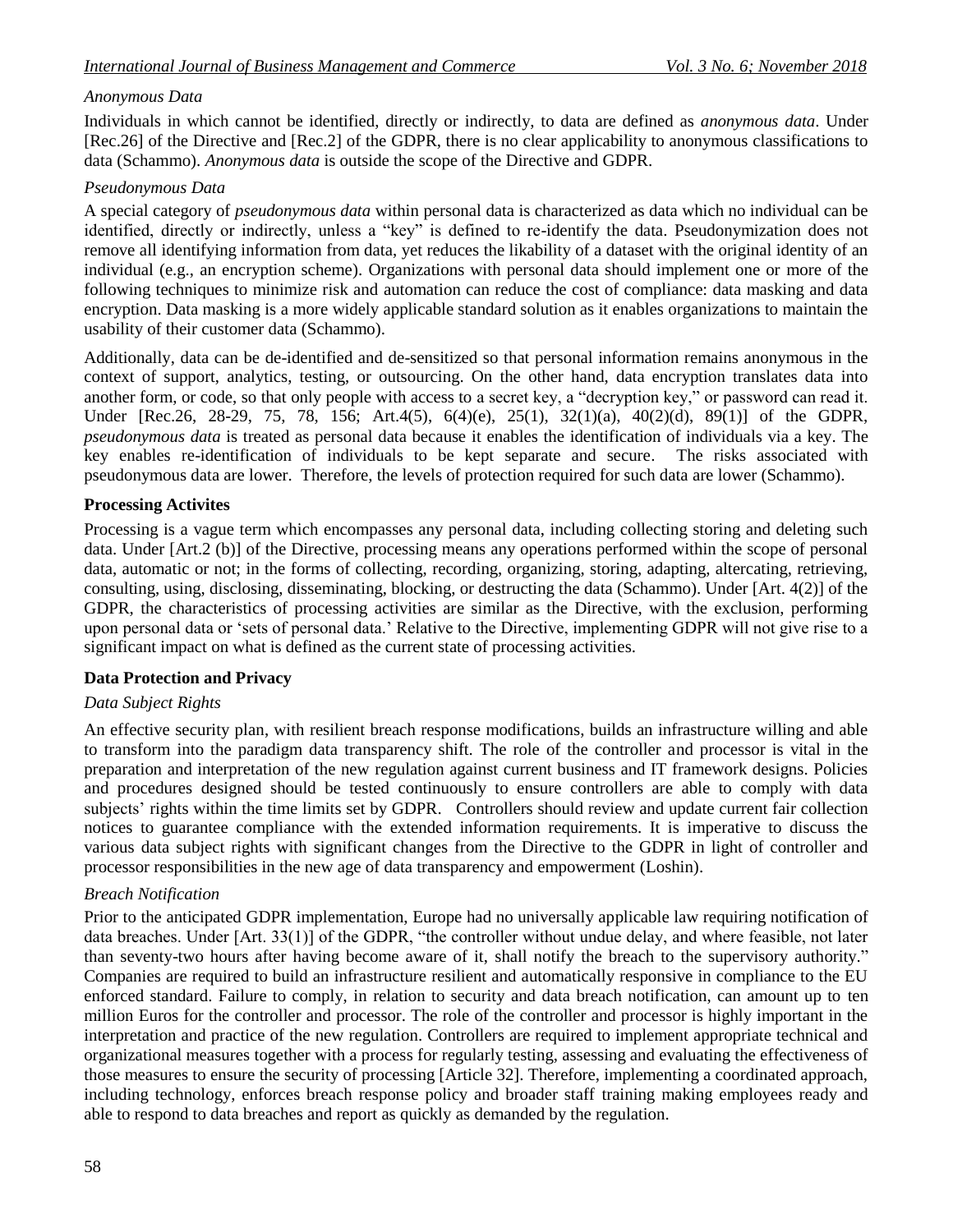*Anonymous Data*

Individuals in which cannot be identified, directly or indirectly, to data are defined as *anonymous data*. Under [Rec.26] of the Directive and [Rec.2] of the GDPR, there is no clear applicability to anonymous classifications to data (Schammo). *Anonymous data* is outside the scope of the Directive and GDPR.

*Pseudonymous Data*

A special category of *pseudonymous data* within personal data is characterized as data which no individual can be identified, directly or indirectly, unless a "key" is defined to re-identify the data. Pseudonymization does not remove all identifying information from data, yet reduces the likability of a dataset with the original identity of an individual (e.g., an encryption scheme). Organizations with personal data should implement one or more of the following techniques to minimize risk and automation can reduce the cost of compliance: data masking and data encryption. Data masking is a more widely applicable standard solution as it enables organizations to maintain the usability of their customer data (Schammo).

Additionally, data can be de-identified and de-sensitized so that personal information remains anonymous in the context of support, analytics, testing, or outsourcing. On the other hand, data encryption translates data into another form, or code, so that only people with access to a secret key, a "decryption key," or password can read it. Under [Rec.26, 28-29, 75, 78, 156; Art.4(5), 6(4)(e), 25(1), 32(1)(a), 40(2)(d), 89(1)] of the GDPR, *pseudonymous data* is treated as personal data because it enables the identification of individuals via a key. The key enables re-identification of individuals to be kept separate and secure. The risks associated with pseudonymous data are lower. Therefore, the levels of protection required for such data are lower (Schammo).

**Processing Activites**

Processing is a vague term which encompasses any personal data, including collecting storing and deleting such data. Under [Art.2 (b)] of the Directive, processing means any operations performed within the scope of personal data, automatic or not; in the forms of collecting, recording, organizing, storing, adapting, altercating, retrieving, consulting, using, disclosing, disseminating, blocking, or destructing the data (Schammo). Under [Art. 4(2)] of the GDPR, the characteristics of processing activities are similar as the Directive, with the exclusion, performing upon personal data or 'sets of personal data.' Relative to the Directive, implementing GDPR will not give rise to a significant impact on what is defined as the current state of processing activities.

**Data Protection and Privacy**

*Data Subject Rights*

An effective security plan, with resilient breach response modifications, builds an infrastructure willing and able to transform into the paradigm data transparency shift. The role of the controller and processor is vital in the preparation and interpretation of the new regulation against current business and IT framework designs. Policies and procedures designed should be tested continuously to ensure controllers are able to comply with data subjects' rights within the time limits set by GDPR. Controllers should review and update current fair collection notices to guarantee compliance with the extended information requirements. It is imperative to discuss the various data subject rights with significant changes from the Directive to the GDPR in light of controller and processor responsibilities in the new age of data transparency and empowerment (Loshin).

*Breach Notification*

Prior to the anticipated GDPR implementation, Europe had no universally applicable law requiring notification of data breaches. Under [Art. 33(1)] of the GDPR, "the controller without undue delay, and where feasible, not later than seventy-two hours after having become aware of it, shall notify the breach to the supervisory authority." Companies are required to build an infrastructure resilient and automatically responsive in compliance to the EU enforced standard. Failure to comply, in relation to security and data breach notification, can amount up to ten million Euros for the controller and processor. The role of the controller and processor is highly important in the interpretation and practice of the new regulation. Controllers are required to implement appropriate technical and organizational measures together with a process for regularly testing, assessing and evaluating the effectiveness of those measures to ensure the security of processing [Article 32]. Therefore, implementing a coordinated approach, including technology, enforces breach response policy and broader staff training making employees ready and able to respond to data breaches and report as quickly as demanded by the regulation.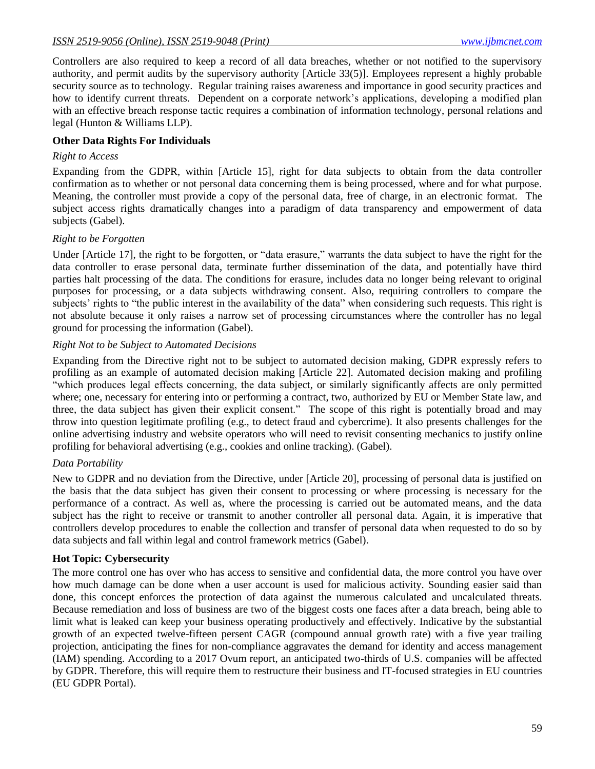Controllers are also required to keep a record of all data breaches, whether or not notified to the supervisory authority, and permit audits by the supervisory authority [Article 33(5)]. Employees represent a highly probable security source as to technology. Regular training raises awareness and importance in good security practices and how to identify current threats. Dependent on a corporate network's applications, developing a modified plan with an effective breach response tactic requires a combination of information technology, personal relations and legal (Hunton & Williams LLP).

### Other Data Rights For Individuals

*Right to Access*

Expanding from the GDPR, within [Article 15], right for data subjects to obtain from the data controller confirmation as to whether or not personal data concerning them is being processed, where and for what purpose. Meaning, the controller must provide a copy of the personal data, free of charge, in an electronic format. The subject access rights dramatically changes into a paradigm of data transparency and empowerment of data subjects (Gabel).

*Right to be Forgotten*

Under [Article 17], the right to be forgotten, or "data erasure," warrants the data subject to have the right for the data controller to erase personal data, terminate further dissemination of the data, and potentially have third parties halt processing of the data. The conditions for erasure, includes data no longer being relevant to original purposes for processing, or a data subjects withdrawing consent. Also, requiring controllers to compare the subjects' rights to "the public interest in the availability of the data" when considering such requests. This right is not absolute because it only raises a narrow set of processing circumstances where the controller has no legal ground for processing the information (Gabel).

*Right Not to be Subject to Automated Decisions*

Expanding from the Directive right not to be subject to automated decision making, GDPR expressly refers to profiling as an example of automated decision making [Article 22]. Automated decision making and profiling "which produces legal effects concerning, the data subject, or similarly significantly affects are only permitted where; one, necessary for entering into or performing a contract, two, authorized by EU or Member State law, and three, the data subject has given their explicit consent." The scope of this right is potentially broad and may throw into question legitimate profiling (e.g., to detect fraud and cybercrime). It also presents challenges for the online advertising industry and website operators who will need to revisit consenting mechanics to justify online profiling for behavioral advertising (e.g., cookies and online tracking). (Gabel).

*Data Portability*

New to GDPR and no deviation from the Directive, under [Article 20], processing of personal data is justified on the basis that the data subject has given their consent to processing or where processing is necessary for the performance of a contract. As well as, where the processing is carried out be automated means, and the data subject has the right to receive or transmit to another controller all personal data. Again, it is imperative that controllers develop procedures to enable the collection and transfer of personal data when requested to do so by data subjects and fall within legal and control framework metrics (Gabel).

### Hot Topic: Cybersecurity

The more control one has over who has access to sensitive and confidential data, the more control you have over how much damage can be done when a user account is used for malicious activity. Sounding easier said than done, this concept enforces the protection of data against the numerous calculated and uncalculated threats. Because remediation and loss of business are two of the biggest costs one faces after a data breach, being able to limit what is leaked can keep your business operating productively and effectively. Indicative by the substantial growth of an expected twelve-fifteen persent CAGR (compound annual growth rate) with a five year trailing projection, anticipating the fines for non-compliance aggravates the demand for identity and access management (IAM) spending. According to a 2017 Ovum report, an anticipated two-thirds of U.S. companies will be affected by GDPR. Therefore, this will require them to restructure their business and IT-focused strategies in EU countries (EU GDPR Portal).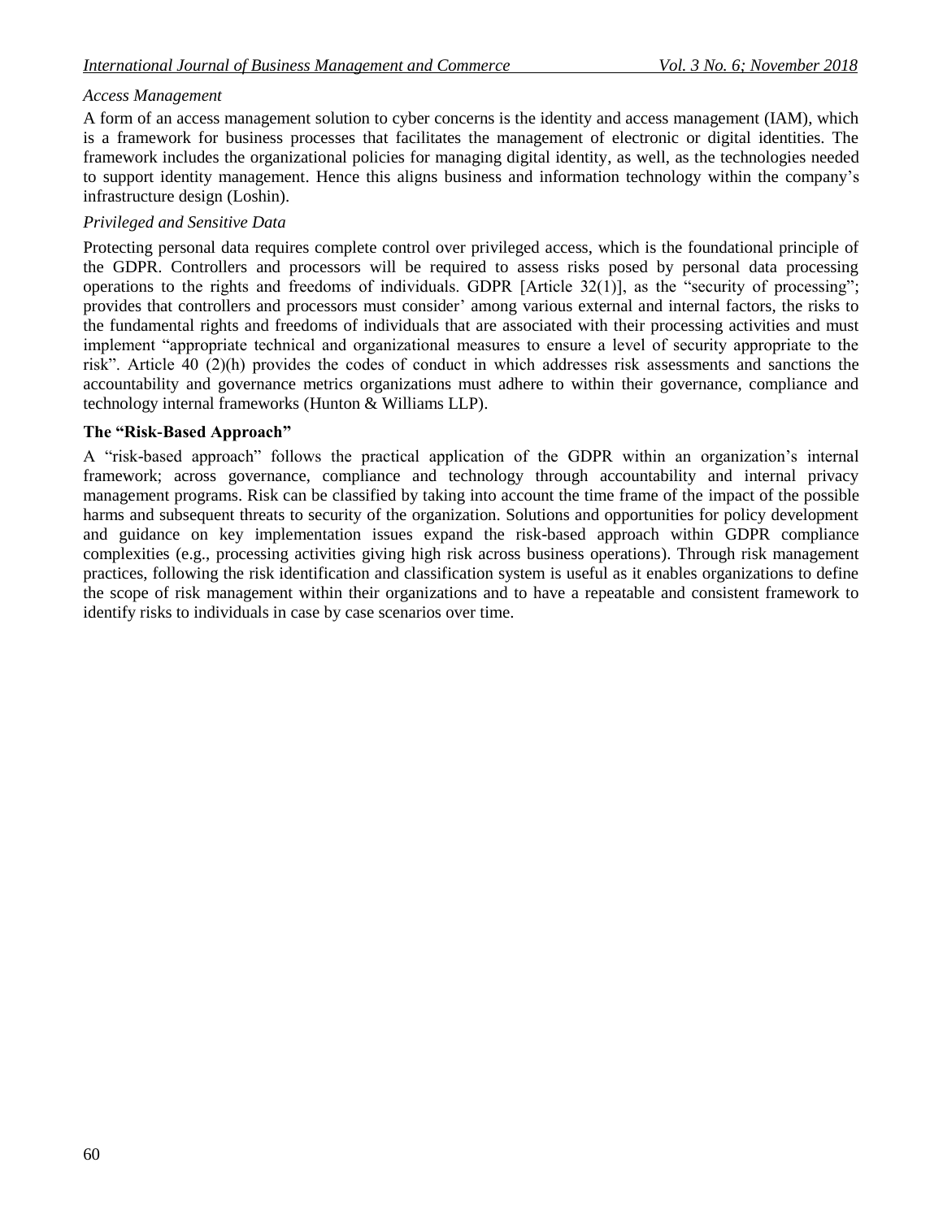*Access Management*

A form of an access management solution to cyber concerns is the identity and access management (IAM), which is a framework for business processes that facilitates the management of electronic or digital identities. The framework includes the organizational policies for managing digital identity, as well, as the technologies needed to support identity management. Hence this aligns business and information technology within the company's infrastructure design (Loshin).

*Privileged and Sensitive Data*

Protecting personal data requires complete control over privileged access, which is the foundational principle of the GDPR. Controllers and processors will be required to assess risks posed by personal data processing operations to the rights and freedoms of individuals. GDPR [Article 32(1)], as the "security of processing"; provides that controllers and processors must consider' among various external and internal factors, the risks to the fundamental rights and freedoms of individuals that are associated with their processing activities and must implement "appropriate technical and organizational measures to ensure a level of security appropriate to the risk". Article 40 (2)(h) provides the codes of conduct in which addresses risk assessments and sanctions the accountability and governance metrics organizations must adhere to within their governance, compliance and technology internal frameworks (Hunton & Williams LLP).

**The "Risk-Based Approach"**

A "risk-based approach" follows the practical application of the GDPR within an organization's internal framework; across governance, compliance and technology through accountability and internal privacy management programs. Risk can be classified by taking into account the time frame of the impact of the possible harms and subsequent threats to security of the organization. Solutions and opportunities for policy development and guidance on key implementation issues expand the risk-based approach within GDPR compliance complexities (e.g., processing activities giving high risk across business operations). Through risk management practices, following the risk identification and classification system is useful as it enables organizations to define the scope of risk management within their organizations and to have a repeatable and consistent framework to identify risks to individuals in case by case scenarios over time.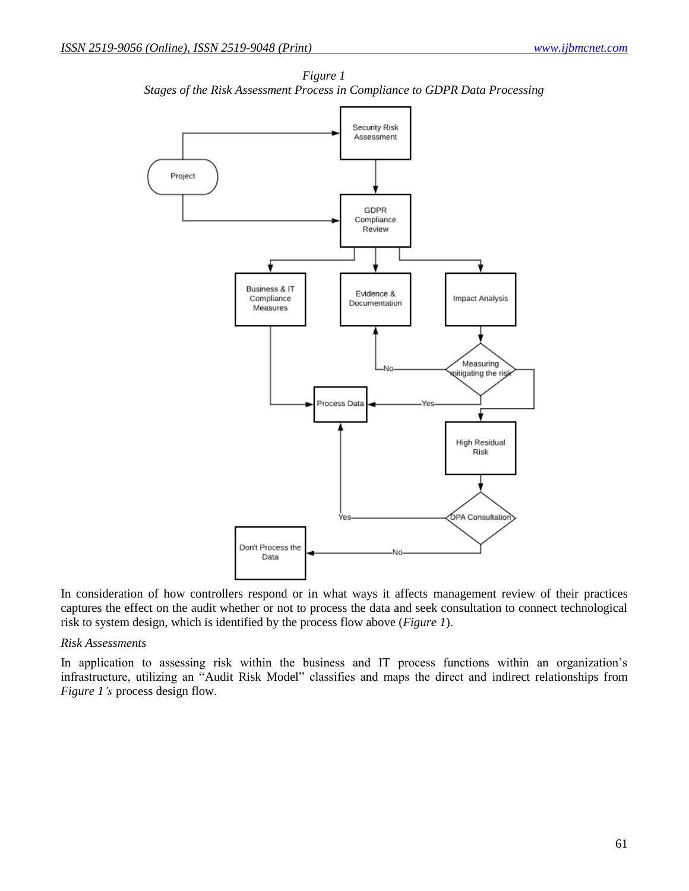*Figure 1*
*Stages of the Risk Assessment Process in Compliance to GDPR Data Processing*

In consideration of how controllers respond or in what ways it affects management review of their practices captures the effect on the audit whether or not to process the data and seek consultation to connect technological risk to system design, which is identified by the process flow above (*Figure 1*).

*Risk Assessments*

In application to assessing risk within the business and IT process functions within an organization's infrastructure, utilizing an "Audit Risk Model" classifies and maps the direct and indirect relationships from *Figure 1's* process design flow.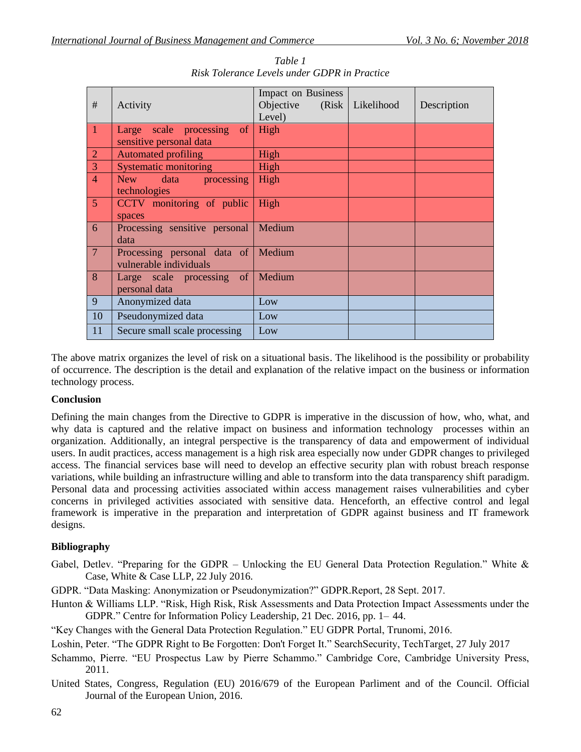*Table 1*
*Risk Tolerance Levels under GDPR in Practice*

| # | Activity | Impact on Business Objective (Risk Level) | Likelihood | Description |
|---|---|---|---|---|
| 1 | Large scale processing of sensitive personal data | High | | |
| 2 | Automated profiling | High | | |
| 3 | Systematic monitoring | High | | |
| 4 | New data processing technologies | High | | |
| 5 | CCTV monitoring of public spaces | High | | |
| 6 | Processing sensitive personal data | Medium | | |
| 7 | Processing personal data of vulnerable individuals | Medium | | |
| 8 | Large scale processing of personal data | Medium | | |
| 9 | Anonymized data | Low | | |
| 10 | Pseudonymized data | Low | | |
| 11 | Secure small scale processing | Low | | |

The above matrix organizes the level of risk on a situational basis. The likelihood is the possibility or probability of occurrence. The description is the detail and explanation of the relative impact on the business or information technology process.

**Conclusion**

Defining the main changes from the Directive to GDPR is imperative in the discussion of how, who, what, and why data is captured and the relative impact on business and information technology processes within an organization. Additionally, an integral perspective is the transparency of data and empowerment of individual users. In audit practices, access management is a high risk area especially now under GDPR changes to privileged access. The financial services base will need to develop an effective security plan with robust breach response variations, while building an infrastructure willing and able to transform into the data transparency shift paradigm. Personal data and processing activities associated within access management raises vulnerabilities and cyber concerns in privileged activities associated with sensitive data. Henceforth, an effective control and legal framework is imperative in the preparation and interpretation of GDPR against business and IT framework designs.

**Bibliography**

Gabel, Detlev. "Preparing for the GDPR – Unlocking the EU General Data Protection Regulation." White & Case, White & Case LLP, 22 July 2016.

GDPR. "Data Masking: Anonymization or Pseudonymization?" GDPR.Report, 28 Sept. 2017.

Hunton & Williams LLP. "Risk, High Risk, Risk Assessments and Data Protection Impact Assessments under the GDPR." Centre for Information Policy Leadership, 21 Dec. 2016, pp. 1– 44.

"Key Changes with the General Data Protection Regulation." EU GDPR Portal, Trunomi, 2016.

Loshin, Peter. "The GDPR Right to Be Forgotten: Don't Forget It." SearchSecurity, TechTarget, 27 July 2017

Schammo, Pierre. "EU Prospectus Law by Pierre Schammo." Cambridge Core, Cambridge University Press, 2011.

United States, Congress, Regulation (EU) 2016/679 of the European Parliment and of the Council. Official Journal of the European Union, 2016.